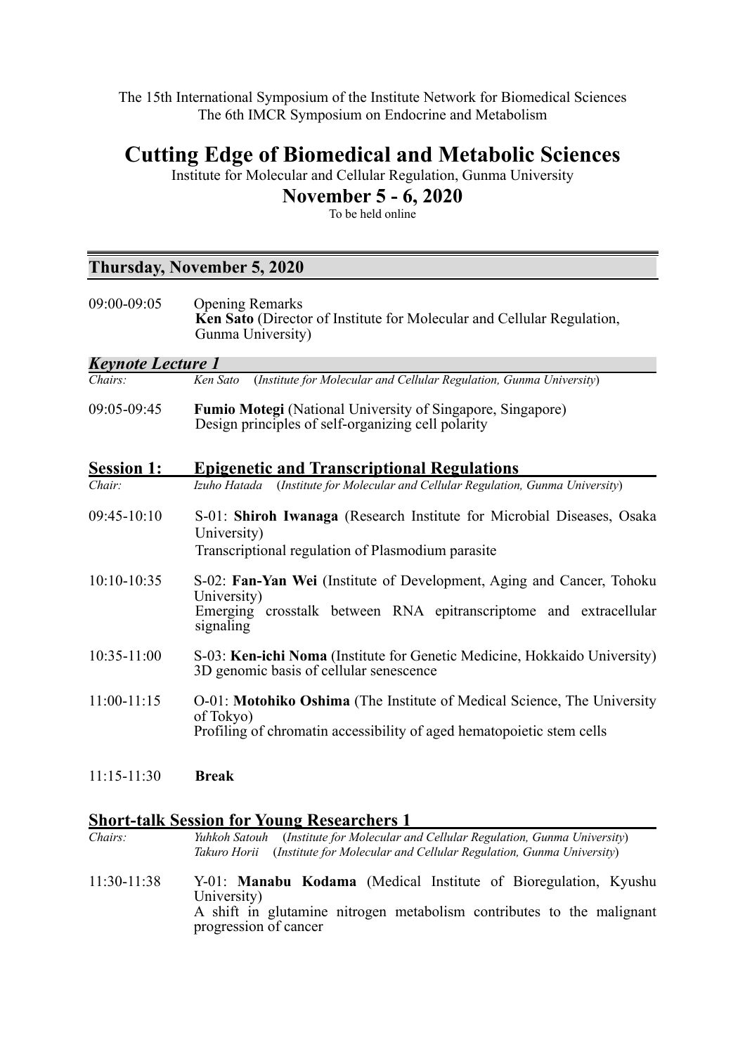The 15th International Symposium of the Institute Network for Biomedical Sciences
The 6th IMCR Symposium on Endocrine and Metabolism

# Cutting Edge of Biomedical and Metabolic Sciences

Institute for Molecular and Cellular Regulation, Gunma University

## November 5 - 6, 2020

To be held online

## Thursday, November 5, 2020

09:00-09:05 Opening Remarks
**Ken Sato** (Director of Institute for Molecular and Cellular Regulation, Gunma University)

### *Keynote Lecture 1*

*Chairs:* *Ken Sato* (*Institute for Molecular and Cellular Regulation, Gunma University*)

09:05-09:45 **Fumio Motegi** (National University of Singapore, Singapore)
Design principles of self-organizing cell polarity

### Session 1: Epigenetic and Transcriptional Regulations

*Chair:* *Izuho Hatada* (*Institute for Molecular and Cellular Regulation, Gunma University*)

09:45-10:10 S-01: **Shiroh Iwanaga** (Research Institute for Microbial Diseases, Osaka University)
Transcriptional regulation of Plasmodium parasite

10:10-10:35 S-02: **Fan-Yan Wei** (Institute of Development, Aging and Cancer, Tohoku University)
Emerging crosstalk between RNA epitranscriptome and extracellular signaling

10:35-11:00 S-03: **Ken-ichi Noma** (Institute for Genetic Medicine, Hokkaido University)
3D genomic basis of cellular senescence

11:00-11:15 O-01: **Motohiko Oshima** (The Institute of Medical Science, The University of Tokyo)
Profiling of chromatin accessibility of aged hematopoietic stem cells

11:15-11:30 **Break**

### Short-talk Session for Young Researchers 1

*Chairs:* *Yuhkoh Satouh* (*Institute for Molecular and Cellular Regulation, Gunma University*)
*Takuro Horii* (*Institute for Molecular and Cellular Regulation, Gunma University*)

11:30-11:38 Y-01: **Manabu Kodama** (Medical Institute of Bioregulation, Kyushu University)
A shift in glutamine nitrogen metabolism contributes to the malignant progression of cancer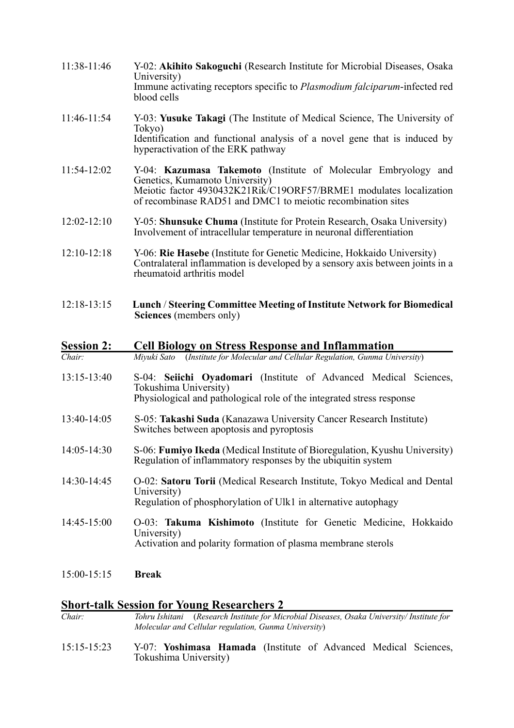11:38-11:46 Y-02: **Akihito Sakoguchi** (Research Institute for Microbial Diseases, Osaka University)
Immune activating receptors specific to *Plasmodium falciparum*-infected red blood cells

11:46-11:54 Y-03: **Yusuke Takagi** (The Institute of Medical Science, The University of Tokyo)
Identification and functional analysis of a novel gene that is induced by hyperactivation of the ERK pathway

11:54-12:02 Y-04: **Kazumasa Takemoto** (Institute of Molecular Embryology and Genetics, Kumamoto University)
Meiotic factor 4930432K21Rik/C19ORF57/BRME1 modulates localization of recombinase RAD51 and DMC1 to meiotic recombination sites

12:02-12:10 Y-05: **Shunsuke Chuma** (Institute for Protein Research, Osaka University)
Involvement of intracellular temperature in neuronal differentiation

12:10-12:18 Y-06: **Rie Hasebe** (Institute for Genetic Medicine, Hokkaido University)
Contralateral inflammation is developed by a sensory axis between joints in a rheumatoid arthritis model

12:18-13:15 **Lunch** / **Steering Committee Meeting of Institute Network for Biomedical Sciences** (members only)

## Session 2: Cell Biology on Stress Response and Inflammation

*Chair: Miyuki Sato (Institute for Molecular and Cellular Regulation, Gunma University)*

13:15-13:40 S-04: **Seiichi Oyadomari** (Institute of Advanced Medical Sciences, Tokushima University)
Physiological and pathological role of the integrated stress response

13:40-14:05 S-05: **Takashi Suda** (Kanazawa University Cancer Research Institute)
Switches between apoptosis and pyroptosis

14:05-14:30 S-06: **Fumiyo Ikeda** (Medical Institute of Bioregulation, Kyushu University)
Regulation of inflammatory responses by the ubiquitin system

14:30-14:45 O-02: **Satoru Torii** (Medical Research Institute, Tokyo Medical and Dental University)
Regulation of phosphorylation of Ulk1 in alternative autophagy

14:45-15:00 O-03: **Takuma Kishimoto** (Institute for Genetic Medicine, Hokkaido University)
Activation and polarity formation of plasma membrane sterols

15:00-15:15 **Break**

## Short-talk Session for Young Researchers 2

*Chair: Tohru Ishitani (Research Institute for Microbial Diseases, Osaka University/ Institute for Molecular and Cellular regulation, Gunma University)*

15:15-15:23 Y-07: **Yoshimasa Hamada** (Institute of Advanced Medical Sciences, Tokushima University)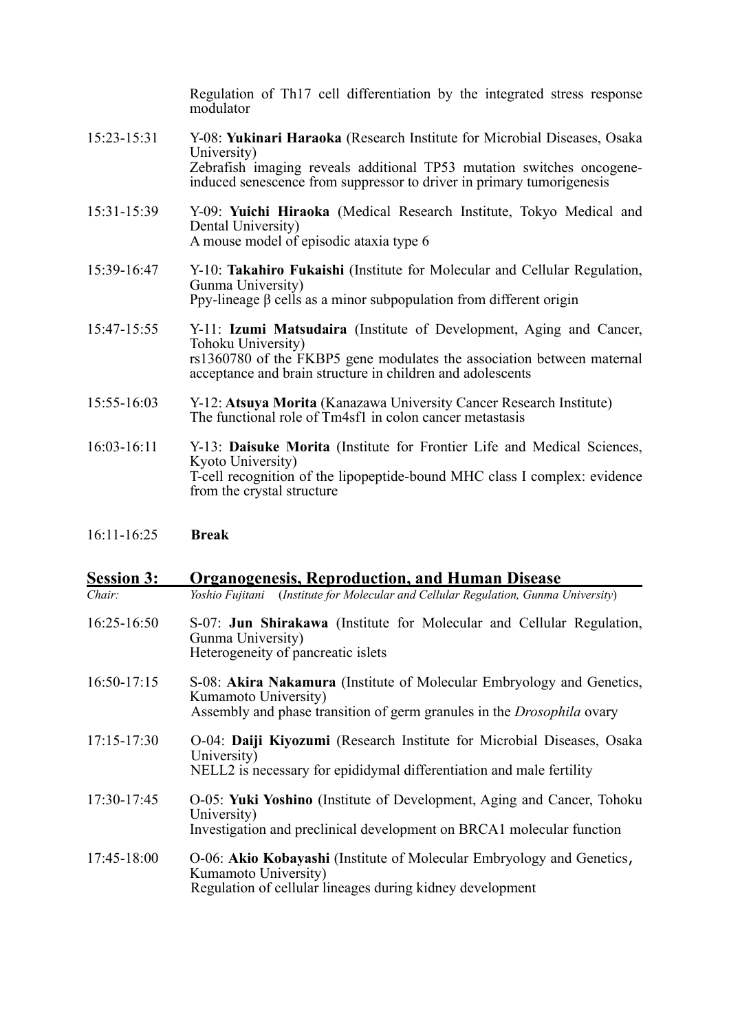Regulation of Th17 cell differentiation by the integrated stress response modulator

15:23-15:31 Y-08: **Yukinari Haraoka** (Research Institute for Microbial Diseases, Osaka University)
Zebrafish imaging reveals additional TP53 mutation switches oncogene-induced senescence from suppressor to driver in primary tumorigenesis

15:31-15:39 Y-09: **Yuichi Hiraoka** (Medical Research Institute, Tokyo Medical and Dental University)
A mouse model of episodic ataxia type 6

15:39-16:47 Y-10: **Takahiro Fukaishi** (Institute for Molecular and Cellular Regulation, Gunma University)
Ppy-lineage β cells as a minor subpopulation from different origin

15:47-15:55 Y-11: **Izumi Matsudaira** (Institute of Development, Aging and Cancer, Tohoku University)
rs1360780 of the FKBP5 gene modulates the association between maternal acceptance and brain structure in children and adolescents

15:55-16:03 Y-12: **Atsuya Morita** (Kanazawa University Cancer Research Institute)
The functional role of Tm4sf1 in colon cancer metastasis

16:03-16:11 Y-13: **Daisuke Morita** (Institute for Frontier Life and Medical Sciences, Kyoto University)
T-cell recognition of the lipopeptide-bound MHC class I complex: evidence from the crystal structure

16:11-16:25 **Break**

## Session 3: Organogenesis, Reproduction, and Human Disease

*Chair:* *Yoshio Fujitani (Institute for Molecular and Cellular Regulation, Gunma University)*

16:25-16:50 S-07: **Jun Shirakawa** (Institute for Molecular and Cellular Regulation, Gunma University)
Heterogeneity of pancreatic islets

16:50-17:15 S-08: **Akira Nakamura** (Institute of Molecular Embryology and Genetics, Kumamoto University)
Assembly and phase transition of germ granules in the *Drosophila* ovary

17:15-17:30 O-04: **Daiji Kiyozumi** (Research Institute for Microbial Diseases, Osaka University)
NELL2 is necessary for epididymal differentiation and male fertility

17:30-17:45 O-05: **Yuki Yoshino** (Institute of Development, Aging and Cancer, Tohoku University)
Investigation and preclinical development on BRCA1 molecular function

17:45-18:00 O-06: **Akio Kobayashi** (Institute of Molecular Embryology and Genetics, Kumamoto University)
Regulation of cellular lineages during kidney development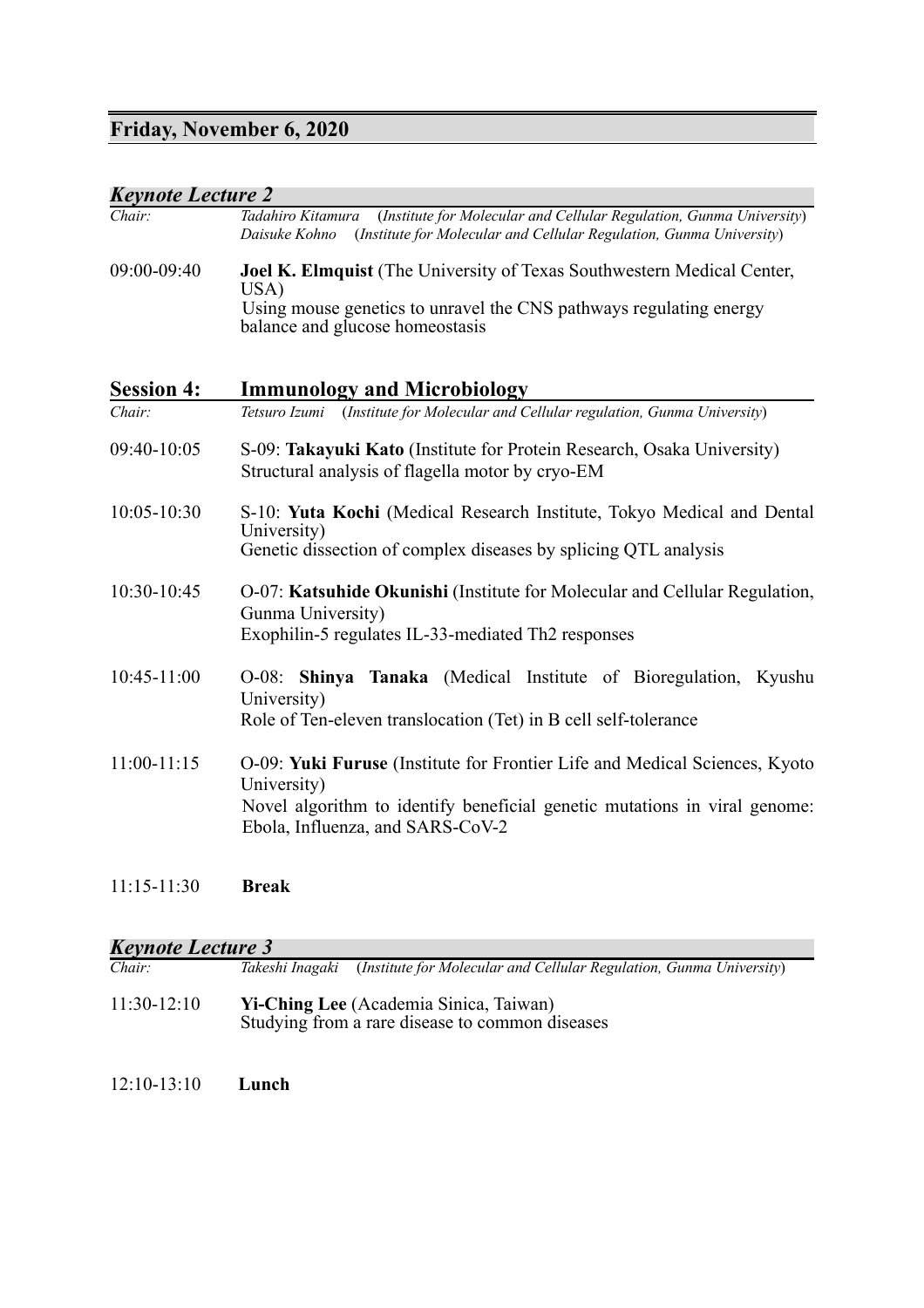## Friday, November 6, 2020

### *Keynote Lecture 2*

*Chair:* *Tadahiro Kitamura* (*Institute for Molecular and Cellular Regulation, Gunma University*)
*Daisuke Kohno* (*Institute for Molecular and Cellular Regulation, Gunma University*)

09:00-09:40 **Joel K. Elmquist** (The University of Texas Southwestern Medical Center, USA)
Using mouse genetics to unravel the CNS pathways regulating energy balance and glucose homeostasis

### Session 4: Immunology and Microbiology

*Chair:* *Tetsuro Izumi* (*Institute for Molecular and Cellular regulation, Gunma University*)

09:40-10:05 S-09: **Takayuki Kato** (Institute for Protein Research, Osaka University)
Structural analysis of flagella motor by cryo-EM

10:05-10:30 S-10: **Yuta Kochi** (Medical Research Institute, Tokyo Medical and Dental University)
Genetic dissection of complex diseases by splicing QTL analysis

10:30-10:45 O-07: **Katsuhide Okunishi** (Institute for Molecular and Cellular Regulation, Gunma University)
Exophilin-5 regulates IL-33-mediated Th2 responses

10:45-11:00 O-08: **Shinya Tanaka** (Medical Institute of Bioregulation, Kyushu University)
Role of Ten-eleven translocation (Tet) in B cell self-tolerance

11:00-11:15 O-09: **Yuki Furuse** (Institute for Frontier Life and Medical Sciences, Kyoto University)
Novel algorithm to identify beneficial genetic mutations in viral genome: Ebola, Influenza, and SARS-CoV-2

11:15-11:30 **Break**

### *Keynote Lecture 3*

*Chair:* *Takeshi Inagaki* (*Institute for Molecular and Cellular Regulation, Gunma University*)

11:30-12:10 **Yi-Ching Lee** (Academia Sinica, Taiwan)
Studying from a rare disease to common diseases

12:10-13:10 **Lunch**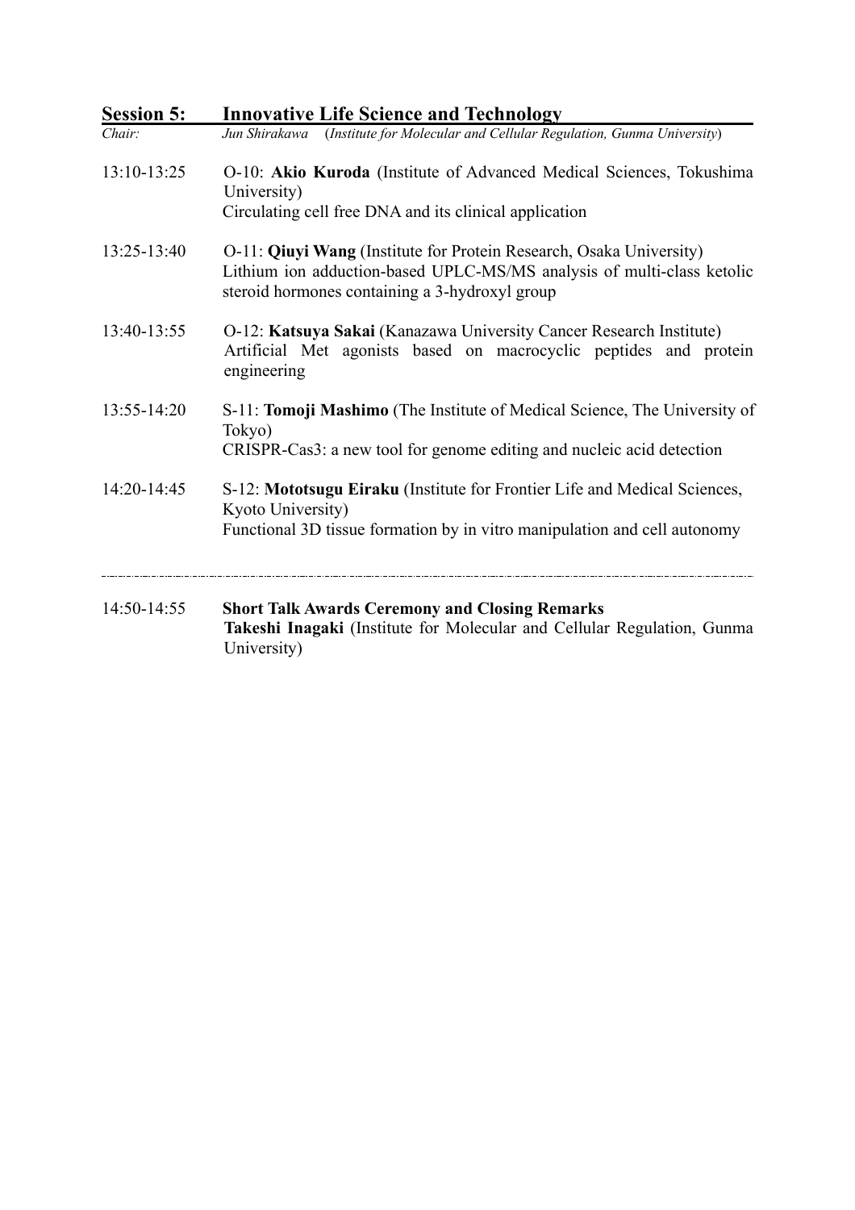## Session 5: Innovative Life Science and Technology

*Chair:* *Jun Shirakawa (Institute for Molecular and Cellular Regulation, Gunma University)*

13:10-13:25 O-10: **Akio Kuroda** (Institute of Advanced Medical Sciences, Tokushima University)
Circulating cell free DNA and its clinical application

13:25-13:40 O-11: **Qiuyi Wang** (Institute for Protein Research, Osaka University)
Lithium ion adduction-based UPLC-MS/MS analysis of multi-class ketolic steroid hormones containing a 3-hydroxyl group

13:40-13:55 O-12: **Katsuya Sakai** (Kanazawa University Cancer Research Institute)
Artificial Met agonists based on macrocyclic peptides and protein engineering

13:55-14:20 S-11: **Tomoji Mashimo** (The Institute of Medical Science, The University of Tokyo)
CRISPR-Cas3: a new tool for genome editing and nucleic acid detection

14:20-14:45 S-12: **Mototsugu Eiraku** (Institute for Frontier Life and Medical Sciences, Kyoto University)
Functional 3D tissue formation by in vitro manipulation and cell autonomy

---

14:50-14:55 **Short Talk Awards Ceremony and Closing Remarks**
**Takeshi Inagaki** (Institute for Molecular and Cellular Regulation, Gunma University)